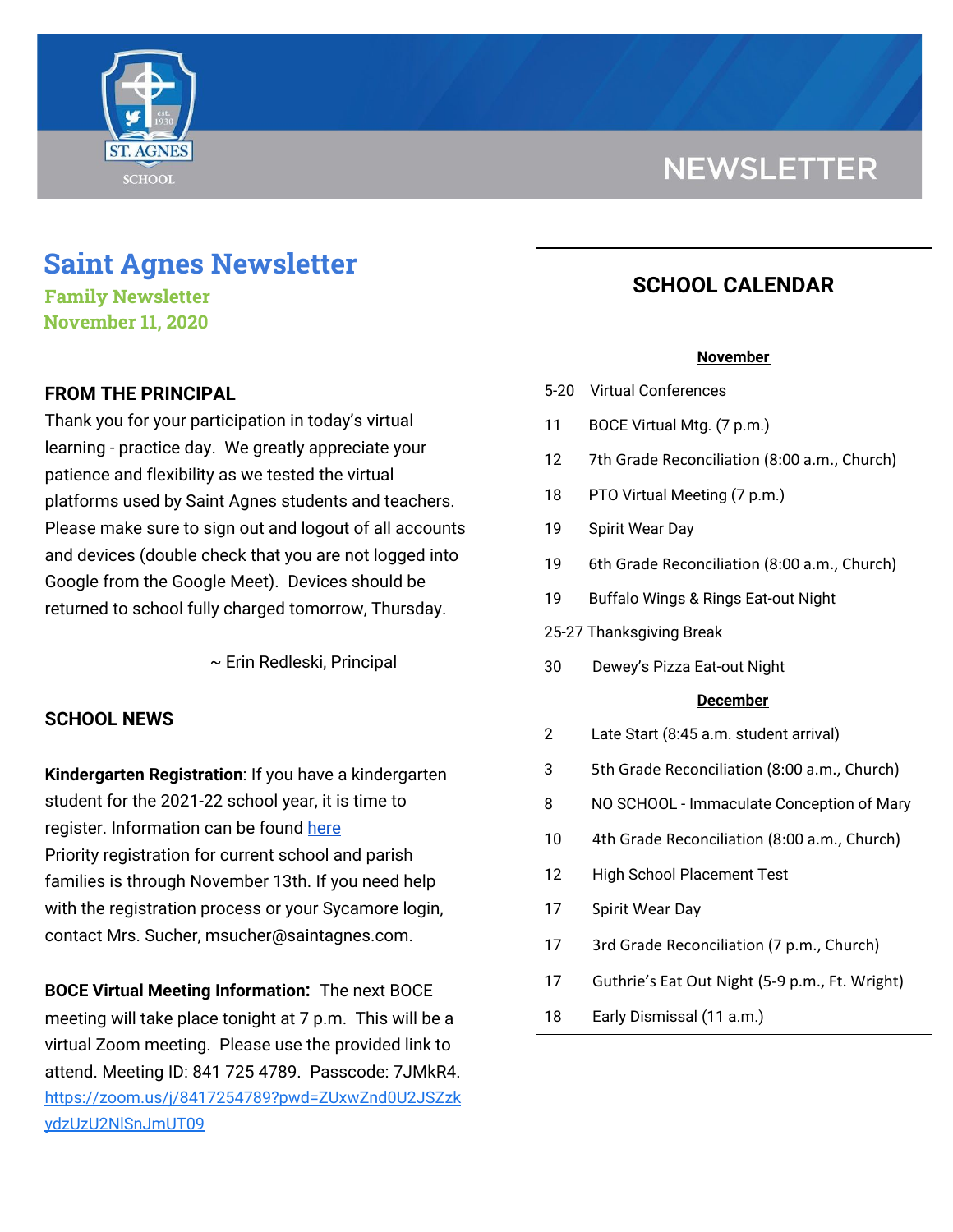# Saint Agnes Newsletter

**Family Newsletter**
**November 11, 2020**

## FROM THE PRINCIPAL

Thank you for your participation in today's virtual learning - practice day. We greatly appreciate your patience and flexibility as we tested the virtual platforms used by Saint Agnes students and teachers. Please make sure to sign out and logout of all accounts and devices (double check that you are not logged into Google from the Google Meet). Devices should be returned to school fully charged tomorrow, Thursday.

~ Erin Redleski, Principal

## SCHOOL NEWS

**Kindergarten Registration**: If you have a kindergarten student for the 2021-22 school year, it is time to register. Information can be found here
Priority registration for current school and parish families is through November 13th. If you need help with the registration process or your Sycamore login, contact Mrs. Sucher, msucher@saintagnes.com.

**BOCE Virtual Meeting Information:** The next BOCE meeting will take place tonight at 7 p.m. This will be a virtual Zoom meeting. Please use the provided link to attend. Meeting ID: 841 725 4789. Passcode: 7JMkR4.
https://zoom.us/j/8417254789?pwd=ZUxwZnd0U2JSZkydzUzU2NlSnJmUT09

## SCHOOL CALENDAR

**November**

| | |
|---|---|
| 5-20 | Virtual Conferences |
| 11 | BOCE Virtual Mtg. (7 p.m.) |
| 12 | 7th Grade Reconciliation (8:00 a.m., Church) |
| 18 | PTO Virtual Meeting (7 p.m.) |
| 19 | Spirit Wear Day |
| 19 | 6th Grade Reconciliation (8:00 a.m., Church) |
| 19 | Buffalo Wings & Rings Eat-out Night |
| 25-27 | Thanksgiving Break |
| 30 | Dewey's Pizza Eat-out Night |

**December**

| | |
|---|---|
| 2 | Late Start (8:45 a.m. student arrival) |
| 3 | 5th Grade Reconciliation (8:00 a.m., Church) |
| 8 | NO SCHOOL - Immaculate Conception of Mary |
| 10 | 4th Grade Reconciliation (8:00 a.m., Church) |
| 12 | High School Placement Test |
| 17 | Spirit Wear Day |
| 17 | 3rd Grade Reconciliation (7 p.m., Church) |
| 17 | Guthrie's Eat Out Night (5-9 p.m., Ft. Wright) |
| 18 | Early Dismissal (11 a.m.) |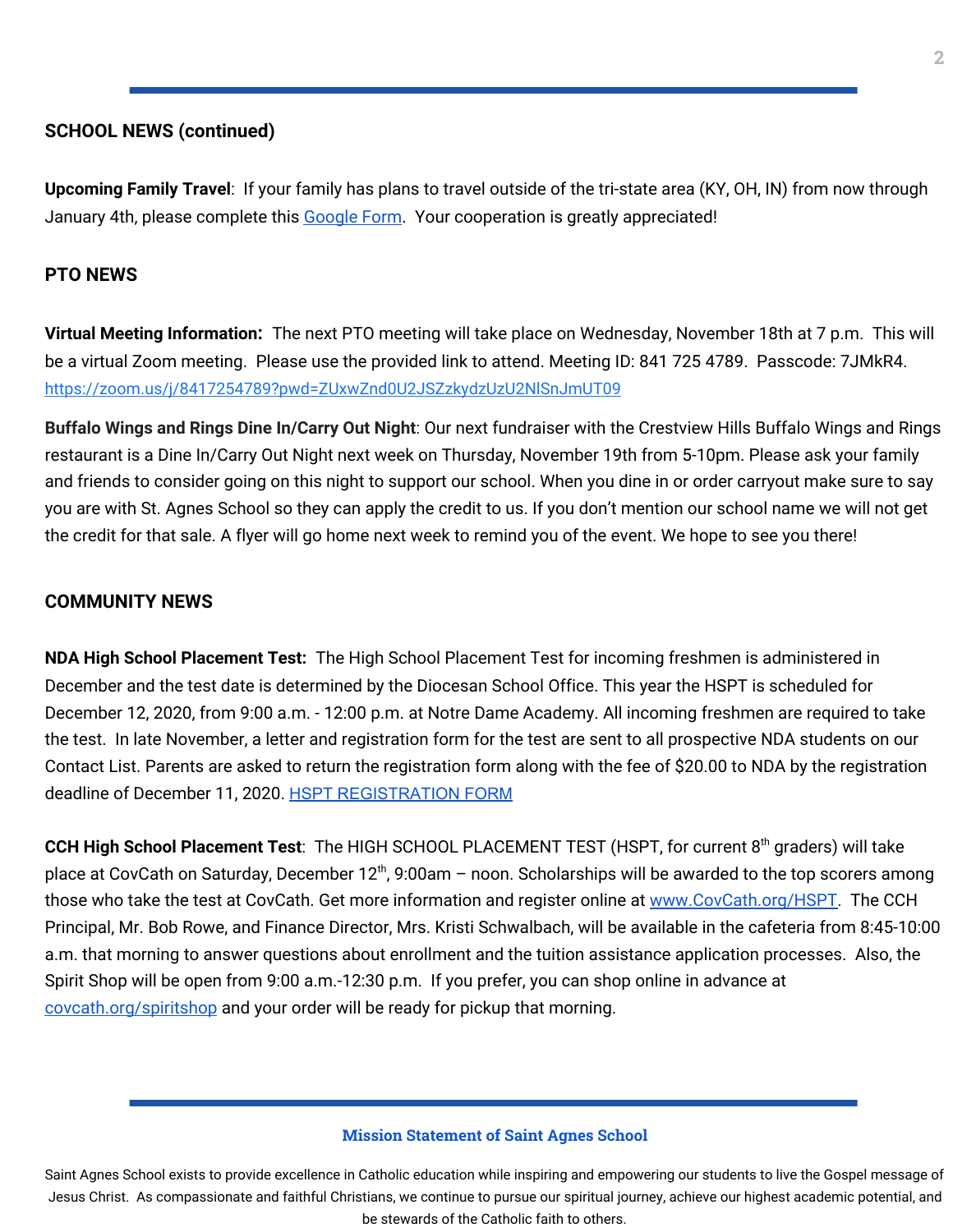## SCHOOL NEWS (continued)

**Upcoming Family Travel**: If your family has plans to travel outside of the tri-state area (KY, OH, IN) from now through January 4th, please complete this Google Form. Your cooperation is greatly appreciated!

## PTO NEWS

**Virtual Meeting Information:** The next PTO meeting will take place on Wednesday, November 18th at 7 p.m. This will be a virtual Zoom meeting. Please use the provided link to attend. Meeting ID: 841 725 4789. Passcode: 7JMkR4. https://zoom.us/j/8417254789?pwd=ZUxwZnd0U2JSZzkydzUzU2NlSnJmUT09

**Buffalo Wings and Rings Dine In/Carry Out Night**: Our next fundraiser with the Crestview Hills Buffalo Wings and Rings restaurant is a Dine In/Carry Out Night next week on Thursday, November 19th from 5-10pm. Please ask your family and friends to consider going on this night to support our school. When you dine in or order carryout make sure to say you are with St. Agnes School so they can apply the credit to us. If you don't mention our school name we will not get the credit for that sale. A flyer will go home next week to remind you of the event. We hope to see you there!

## COMMUNITY NEWS

**NDA High School Placement Test:** The High School Placement Test for incoming freshmen is administered in December and the test date is determined by the Diocesan School Office. This year the HSPT is scheduled for December 12, 2020, from 9:00 a.m. - 12:00 p.m. at Notre Dame Academy. All incoming freshmen are required to take the test. In late November, a letter and registration form for the test are sent to all prospective NDA students on our Contact List. Parents are asked to return the registration form along with the fee of $20.00 to NDA by the registration deadline of December 11, 2020. HSPT REGISTRATION FORM

**CCH High School Placement Test**: The HIGH SCHOOL PLACEMENT TEST (HSPT, for current 8th graders) will take place at CovCath on Saturday, December 12th, 9:00am – noon. Scholarships will be awarded to the top scorers among those who take the test at CovCath. Get more information and register online at www.CovCath.org/HSPT. The CCH Principal, Mr. Bob Rowe, and Finance Director, Mrs. Kristi Schwalbach, will be available in the cafeteria from 8:45-10:00 a.m. that morning to answer questions about enrollment and the tuition assistance application processes. Also, the Spirit Shop will be open from 9:00 a.m.-12:30 p.m. If you prefer, you can shop online in advance at covcath.org/spiritshop and your order will be ready for pickup that morning.

---

**Mission Statement of Saint Agnes School**

Saint Agnes School exists to provide excellence in Catholic education while inspiring and empowering our students to live the Gospel message of Jesus Christ. As compassionate and faithful Christians, we continue to pursue our spiritual journey, achieve our highest academic potential, and be stewards of the Catholic faith to others.